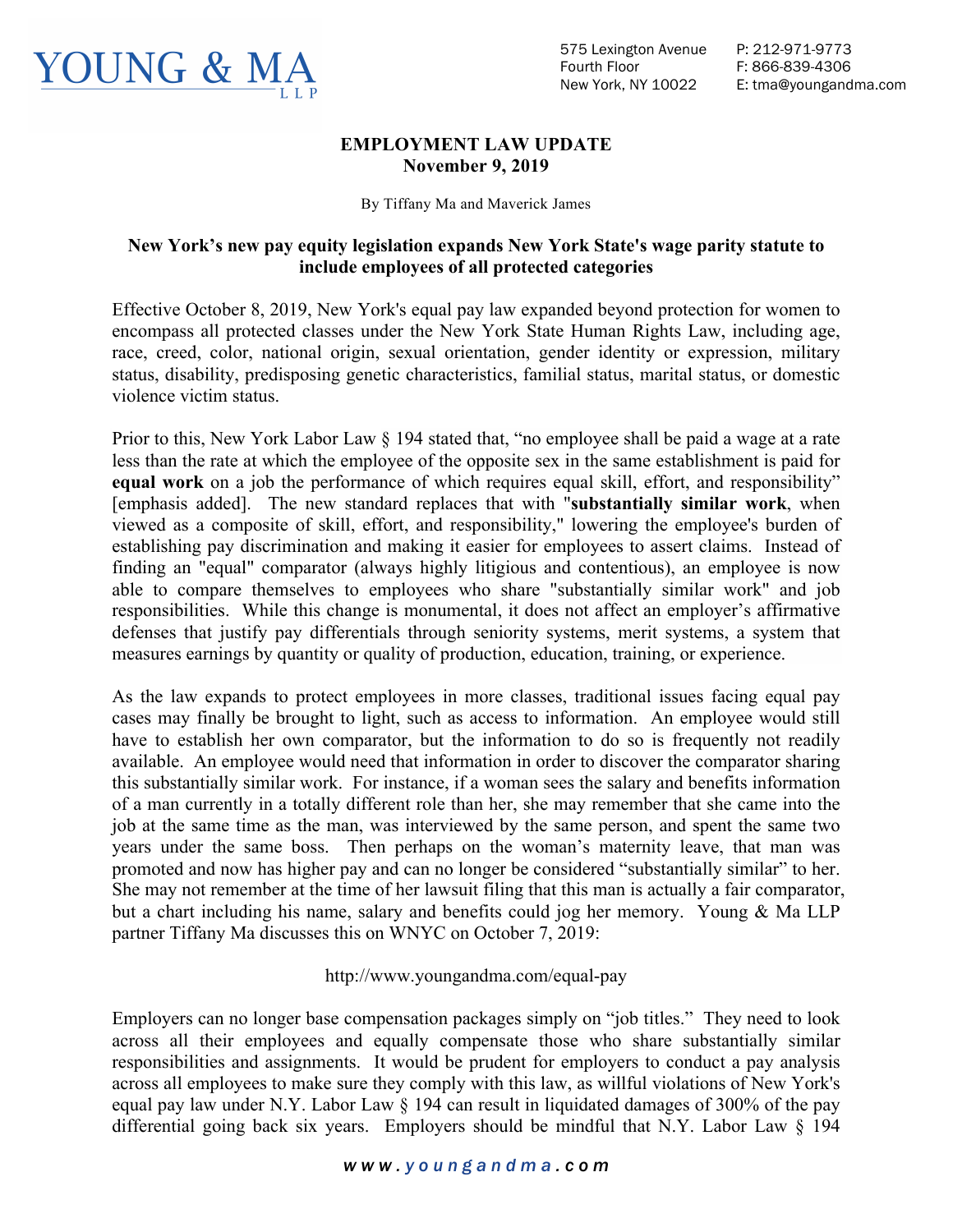# YOUNG & MA LLP

575 Lexington Avenue
Fourth Floor
New York, NY 10022

P: 212-971-9773
F: 866-839-4306
E: tma@youngandma.com

## EMPLOYMENT LAW UPDATE
**November 9, 2019**

By Tiffany Ma and Maverick James

### New York's new pay equity legislation expands New York State's wage parity statute to include employees of all protected categories

Effective October 8, 2019, New York's equal pay law expanded beyond protection for women to encompass all protected classes under the New York State Human Rights Law, including age, race, creed, color, national origin, sexual orientation, gender identity or expression, military status, disability, predisposing genetic characteristics, familial status, marital status, or domestic violence victim status.

Prior to this, New York Labor Law § 194 stated that, "no employee shall be paid a wage at a rate less than the rate at which the employee of the opposite sex in the same establishment is paid for **equal work** on a job the performance of which requires equal skill, effort, and responsibility" [emphasis added]. The new standard replaces that with "**substantially similar work**, when viewed as a composite of skill, effort, and responsibility," lowering the employee's burden of establishing pay discrimination and making it easier for employees to assert claims. Instead of finding an "equal" comparator (always highly litigious and contentious), an employee is now able to compare themselves to employees who share "substantially similar work" and job responsibilities. While this change is monumental, it does not affect an employer's affirmative defenses that justify pay differentials through seniority systems, merit systems, a system that measures earnings by quantity or quality of production, education, training, or experience.

As the law expands to protect employees in more classes, traditional issues facing equal pay cases may finally be brought to light, such as access to information. An employee would still have to establish her own comparator, but the information to do so is frequently not readily available. An employee would need that information in order to discover the comparator sharing this substantially similar work. For instance, if a woman sees the salary and benefits information of a man currently in a totally different role than her, she may remember that she came into the job at the same time as the man, was interviewed by the same person, and spent the same two years under the same boss. Then perhaps on the woman's maternity leave, that man was promoted and now has higher pay and can no longer be considered "substantially similar" to her. She may not remember at the time of her lawsuit filing that this man is actually a fair comparator, but a chart including his name, salary and benefits could jog her memory. Young & Ma LLP partner Tiffany Ma discusses this on WNYC on October 7, 2019:

http://www.youngandma.com/equal-pay

Employers can no longer base compensation packages simply on "job titles." They need to look across all their employees and equally compensate those who share substantially similar responsibilities and assignments. It would be prudent for employers to conduct a pay analysis across all employees to make sure they comply with this law, as willful violations of New York's equal pay law under N.Y. Labor Law § 194 can result in liquidated damages of 300% of the pay differential going back six years. Employers should be mindful that N.Y. Labor Law § 194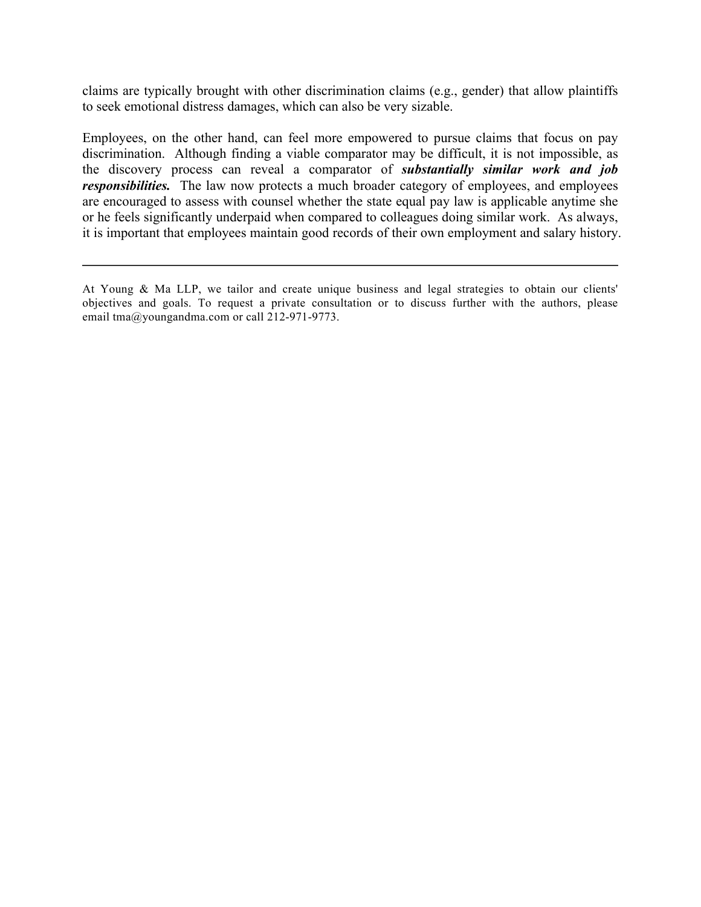claims are typically brought with other discrimination claims (e.g., gender) that allow plaintiffs to seek emotional distress damages, which can also be very sizable.

Employees, on the other hand, can feel more empowered to pursue claims that focus on pay discrimination. Although finding a viable comparator may be difficult, it is not impossible, as the discovery process can reveal a comparator of ***substantially similar work and job responsibilities.*** The law now protects a much broader category of employees, and employees are encouraged to assess with counsel whether the state equal pay law is applicable anytime she or he feels significantly underpaid when compared to colleagues doing similar work. As always, it is important that employees maintain good records of their own employment and salary history.

---

At Young & Ma LLP, we tailor and create unique business and legal strategies to obtain our clients' objectives and goals. To request a private consultation or to discuss further with the authors, please email tma@youngandma.com or call 212-971-9773.